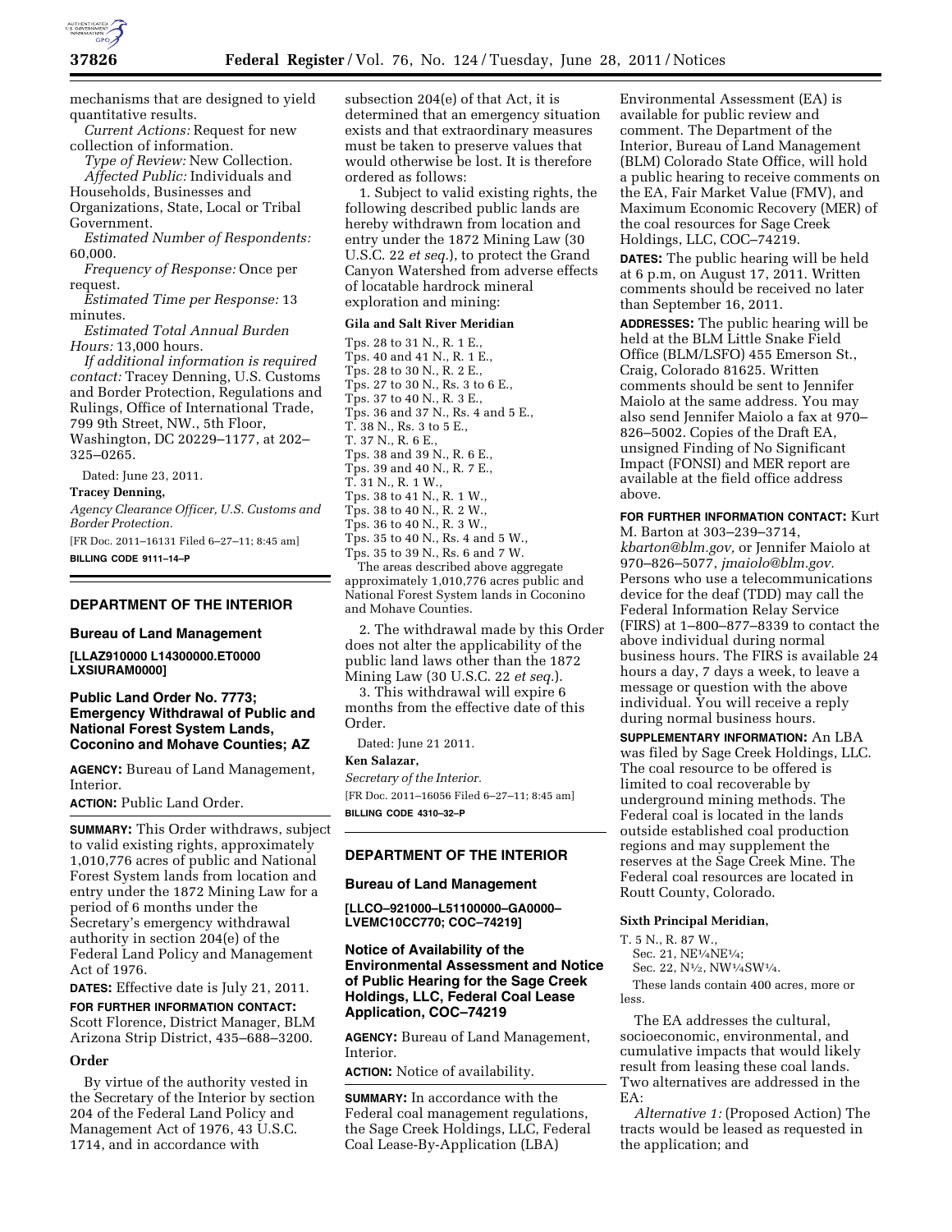mechanisms that are designed to yield quantitative results.

*Current Actions:* Request for new collection of information.

*Type of Review:* New Collection.

*Affected Public:* Individuals and Households, Businesses and Organizations, State, Local or Tribal Government.

*Estimated Number of Respondents:* 60,000.

*Frequency of Response:* Once per request.

*Estimated Time per Response:* 13 minutes.

*Estimated Total Annual Burden Hours:* 13,000 hours.

*If additional information is required contact:* Tracey Denning, U.S. Customs and Border Protection, Regulations and Rulings, Office of International Trade, 799 9th Street, NW., 5th Floor, Washington, DC 20229–1177, at 202–325–0265.

Dated: June 23, 2011.

**Tracey Denning,**

*Agency Clearance Officer, U.S. Customs and Border Protection.*

[FR Doc. 2011–16131 Filed 6–27–11; 8:45 am]

**BILLING CODE 9111–14–P**

## DEPARTMENT OF THE INTERIOR

### Bureau of Land Management

**[LLAZ910000 L14300000.ET0000 LXSIURAM0000]**

### Public Land Order No. 7773; Emergency Withdrawal of Public and National Forest System Lands, Coconino and Mohave Counties; AZ

**AGENCY:** Bureau of Land Management, Interior.

**ACTION:** Public Land Order.

**SUMMARY:** This Order withdraws, subject to valid existing rights, approximately 1,010,776 acres of public and National Forest System lands from location and entry under the 1872 Mining Law for a period of 6 months under the Secretary's emergency withdrawal authority in section 204(e) of the Federal Land Policy and Management Act of 1976.

**DATES:** Effective date is July 21, 2011.

**FOR FURTHER INFORMATION CONTACT:** Scott Florence, District Manager, BLM Arizona Strip District, 435–688–3200.

**Order**

By virtue of the authority vested in the Secretary of the Interior by section 204 of the Federal Land Policy and Management Act of 1976, 43 U.S.C. 1714, and in accordance with subsection 204(e) of that Act, it is determined that an emergency situation exists and that extraordinary measures must be taken to preserve values that would otherwise be lost. It is therefore ordered as follows:

1. Subject to valid existing rights, the following described public lands are hereby withdrawn from location and entry under the 1872 Mining Law (30 U.S.C. 22 *et seq.*), to protect the Grand Canyon Watershed from adverse effects of locatable hardrock mineral exploration and mining:

**Gila and Salt River Meridian**

Tps. 28 to 31 N., R. 1 E.,
Tps. 40 and 41 N., R. 1 E.,
Tps. 28 to 30 N., R. 2 E.,
Tps. 27 to 30 N., Rs. 3 to 6 E.,
Tps. 37 to 40 N., R. 3 E.,
Tps. 36 and 37 N., Rs. 4 and 5 E.,
T. 38 N., Rs. 3 to 5 E.,
T. 37 N., R. 6 E.,
Tps. 38 and 39 N., R. 6 E.,
Tps. 39 and 40 N., R. 7 E.,
T. 31 N., R. 1 W.,
Tps. 38 to 41 N., R. 1 W.,
Tps. 38 to 40 N., R. 2 W.,
Tps. 36 to 40 N., R. 3 W.,
Tps. 35 to 40 N., Rs. 4 and 5 W.,
Tps. 35 to 39 N., Rs. 6 and 7 W.

The areas described above aggregate approximately 1,010,776 acres public and National Forest System lands in Coconino and Mohave Counties.

2. The withdrawal made by this Order does not alter the applicability of the public land laws other than the 1872 Mining Law (30 U.S.C. 22 *et seq.*).

3. This withdrawal will expire 6 months from the effective date of this Order.

Dated: June 21 2011.

**Ken Salazar,**

*Secretary of the Interior.*

[FR Doc. 2011–16056 Filed 6–27–11; 8:45 am]

**BILLING CODE 4310–32–P**

## DEPARTMENT OF THE INTERIOR

### Bureau of Land Management

**[LLCO–921000–L51100000–GA0000–LVEMC10CC770; COC–74219]**

### Notice of Availability of the Environmental Assessment and Notice of Public Hearing for the Sage Creek Holdings, LLC, Federal Coal Lease Application, COC–74219

**AGENCY:** Bureau of Land Management, Interior.

**ACTION:** Notice of availability.

**SUMMARY:** In accordance with the Federal coal management regulations, the Sage Creek Holdings, LLC, Federal Coal Lease-By-Application (LBA) Environmental Assessment (EA) is available for public review and comment. The Department of the Interior, Bureau of Land Management (BLM) Colorado State Office, will hold a public hearing to receive comments on the EA, Fair Market Value (FMV), and Maximum Economic Recovery (MER) of the coal resources for Sage Creek Holdings, LLC, COC–74219.

**DATES:** The public hearing will be held at 6 p.m, on August 17, 2011. Written comments should be received no later than September 16, 2011.

**ADDRESSES:** The public hearing will be held at the BLM Little Snake Field Office (BLM/LSFO) 455 Emerson St., Craig, Colorado 81625. Written comments should be sent to Jennifer Maiolo at the same address. You may also send Jennifer Maiolo a fax at 970–826–5002. Copies of the Draft EA, unsigned Finding of No Significant Impact (FONSI) and MER report are available at the field office address above.

**FOR FURTHER INFORMATION CONTACT:** Kurt M. Barton at 303–239–3714, *kbarton@blm.gov,* or Jennifer Maiolo at 970–826–5077, *jmaiolo@blm.gov.* Persons who use a telecommunications device for the deaf (TDD) may call the Federal Information Relay Service (FIRS) at 1–800–877–8339 to contact the above individual during normal business hours. The FIRS is available 24 hours a day, 7 days a week, to leave a message or question with the above individual. You will receive a reply during normal business hours.

**SUPPLEMENTARY INFORMATION:** An LBA was filed by Sage Creek Holdings, LLC. The coal resource to be offered is limited to coal recoverable by underground mining methods. The Federal coal is located in the lands outside established coal production regions and may supplement the reserves at the Sage Creek Mine. The Federal coal resources are located in Routt County, Colorado.

**Sixth Principal Meridian,**

T. 5 N., R. 87 W.,
Sec. 21, NE¼NE¼;
Sec. 22, N½, NW¼SW¼.

These lands contain 400 acres, more or less.

The EA addresses the cultural, socioeconomic, environmental, and cumulative impacts that would likely result from leasing these coal lands. Two alternatives are addressed in the EA:

*Alternative 1:* (Proposed Action) The tracts would be leased as requested in the application; and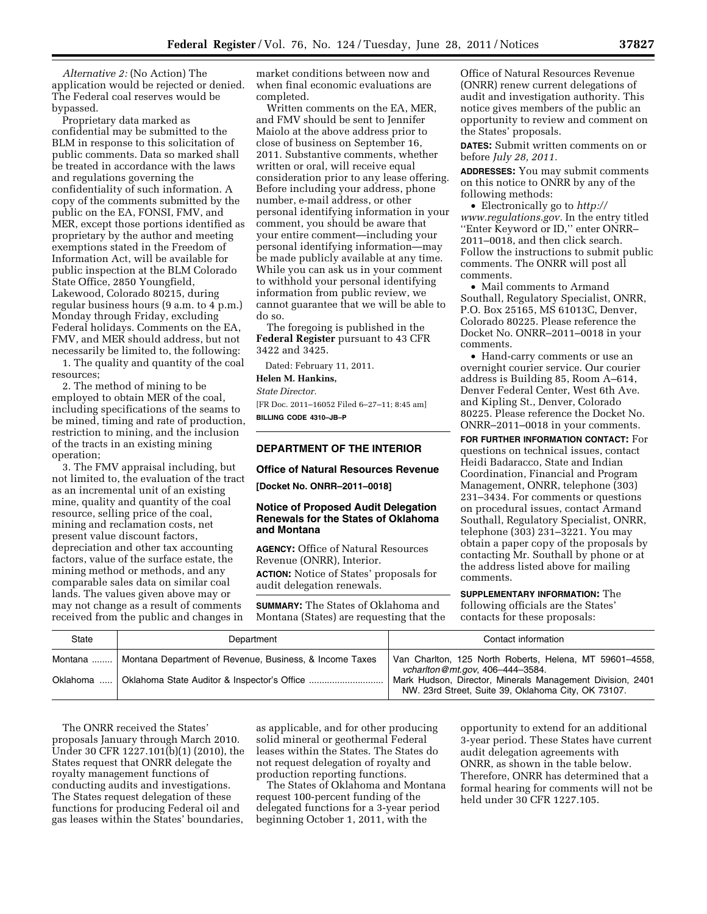*Alternative 2:* (No Action) The application would be rejected or denied. The Federal coal reserves would be bypassed.

Proprietary data marked as confidential may be submitted to the BLM in response to this solicitation of public comments. Data so marked shall be treated in accordance with the laws and regulations governing the confidentiality of such information. A copy of the comments submitted by the public on the EA, FONSI, FMV, and MER, except those portions identified as proprietary by the author and meeting exemptions stated in the Freedom of Information Act, will be available for public inspection at the BLM Colorado State Office, 2850 Youngfield, Lakewood, Colorado 80215, during regular business hours (9 a.m. to 4 p.m.) Monday through Friday, excluding Federal holidays. Comments on the EA, FMV, and MER should address, but not necessarily be limited to, the following:

1. The quality and quantity of the coal resources;

2. The method of mining to be employed to obtain MER of the coal, including specifications of the seams to be mined, timing and rate of production, restriction to mining, and the inclusion of the tracts in an existing mining operation;

3. The FMV appraisal including, but not limited to, the evaluation of the tract as an incremental unit of an existing mine, quality and quantity of the coal resource, selling price of the coal, mining and reclamation costs, net present value discount factors, depreciation and other tax accounting factors, value of the surface estate, the mining method or methods, and any comparable sales data on similar coal lands. The values given above may or may not change as a result of comments received from the public and changes in market conditions between now and when final economic evaluations are completed.

Written comments on the EA, MER, and FMV should be sent to Jennifer Maiolo at the above address prior to close of business on September 16, 2011. Substantive comments, whether written or oral, will receive equal consideration prior to any lease offering. Before including your address, phone number, e-mail address, or other personal identifying information in your comment, you should be aware that your entire comment—including your personal identifying information—may be made publicly available at any time. While you can ask us in your comment to withhold your personal identifying information from public review, we cannot guarantee that we will be able to do so.

The foregoing is published in the **Federal Register** pursuant to 43 CFR 3422 and 3425.

Dated: February 11, 2011.

**Helen M. Hankins,**

*State Director.*

[FR Doc. 2011–16052 Filed 6–27–11; 8:45 am]

**BILLING CODE 4310–JB–P**

## DEPARTMENT OF THE INTERIOR

### Office of Natural Resources Revenue

**[Docket No. ONRR–2011–0018]**

### Notice of Proposed Audit Delegation Renewals for the States of Oklahoma and Montana

**AGENCY:** Office of Natural Resources Revenue (ONRR), Interior.

**ACTION:** Notice of States' proposals for audit delegation renewals.

**SUMMARY:** The States of Oklahoma and Montana (States) are requesting that the Office of Natural Resources Revenue (ONRR) renew current delegations of audit and investigation authority. This notice gives members of the public an opportunity to review and comment on the States' proposals.

**DATES:** Submit written comments on or before *July 28, 2011.*

**ADDRESSES:** You may submit comments on this notice to ONRR by any of the following methods:

• Electronically go to *http://www.regulations.gov.* In the entry titled ''Enter Keyword or ID,'' enter ONRR–2011–0018, and then click search. Follow the instructions to submit public comments. The ONRR will post all comments.

• Mail comments to Armand Southall, Regulatory Specialist, ONRR, P.O. Box 25165, MS 61013C, Denver, Colorado 80225. Please reference the Docket No. ONRR–2011–0018 in your comments.

• Hand-carry comments or use an overnight courier service. Our courier address is Building 85, Room A–614, Denver Federal Center, West 6th Ave. and Kipling St., Denver, Colorado 80225. Please reference the Docket No. ONRR–2011–0018 in your comments.

**FOR FURTHER INFORMATION CONTACT:** For questions on technical issues, contact Heidi Badaracco, State and Indian Coordination, Financial and Program Management, ONRR, telephone (303) 231–3434. For comments or questions on procedural issues, contact Armand Southall, Regulatory Specialist, ONRR, telephone (303) 231–3221. You may obtain a paper copy of the proposals by contacting Mr. Southall by phone or at the address listed above for mailing comments.

**SUPPLEMENTARY INFORMATION:** The following officials are the States' contacts for these proposals:

| State | Department | Contact information |
|---|---|---|
| Montana | Montana Department of Revenue, Business, & Income Taxes | Van Charlton, 125 North Roberts, Helena, MT 59601–4558, *vcharlton@mt.gov*, 406–444–3584. |
| Oklahoma | Oklahoma State Auditor & Inspector's Office | Mark Hudson, Director, Minerals Management Division, 2401 NW. 23rd Street, Suite 39, Oklahoma City, OK 73107. |

The ONRR received the States' proposals January through March 2010. Under 30 CFR 1227.101(b)(1) (2010), the States request that ONRR delegate the royalty management functions of conducting audits and investigations. The States request delegation of these functions for producing Federal oil and gas leases within the States' boundaries, as applicable, and for other producing solid mineral or geothermal Federal leases within the States. The States do not request delegation of royalty and production reporting functions.

The States of Oklahoma and Montana request 100-percent funding of the delegated functions for a 3-year period beginning October 1, 2011, with the opportunity to extend for an additional 3-year period. These States have current audit delegation agreements with ONRR, as shown in the table below. Therefore, ONRR has determined that a formal hearing for comments will not be held under 30 CFR 1227.105.